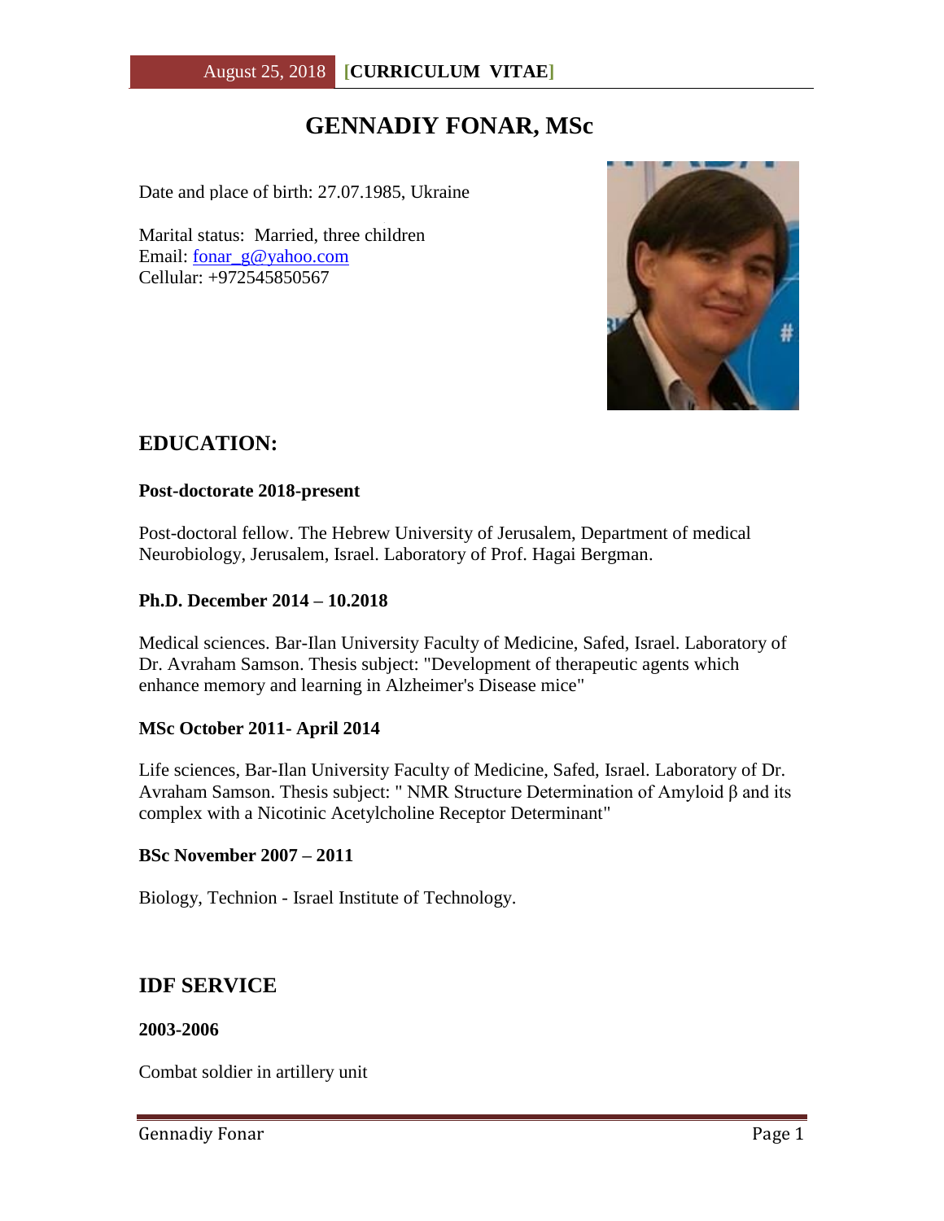# GENNADIY FONAR, MSc

Date and place of birth: 27.07.1985, Ukraine

Marital status: Married, three children
Email: fonar_g@yahoo.com
Cellular: +972545850567

## EDUCATION:

**Post-doctorate 2018-present**

Post-doctoral fellow. The Hebrew University of Jerusalem, Department of medical Neurobiology, Jerusalem, Israel. Laboratory of Prof. Hagai Bergman.

**Ph.D. December 2014 – 10.2018**

Medical sciences. Bar-Ilan University Faculty of Medicine, Safed, Israel. Laboratory of Dr. Avraham Samson. Thesis subject: "Development of therapeutic agents which enhance memory and learning in Alzheimer's Disease mice"

**MSc October 2011- April 2014**

Life sciences, Bar-Ilan University Faculty of Medicine, Safed, Israel. Laboratory of Dr. Avraham Samson. Thesis subject: " NMR Structure Determination of Amyloid β and its complex with a Nicotinic Acetylcholine Receptor Determinant"

**BSc November 2007 – 2011**

Biology, Technion - Israel Institute of Technology.

## IDF SERVICE

**2003-2006**

Combat soldier in artillery unit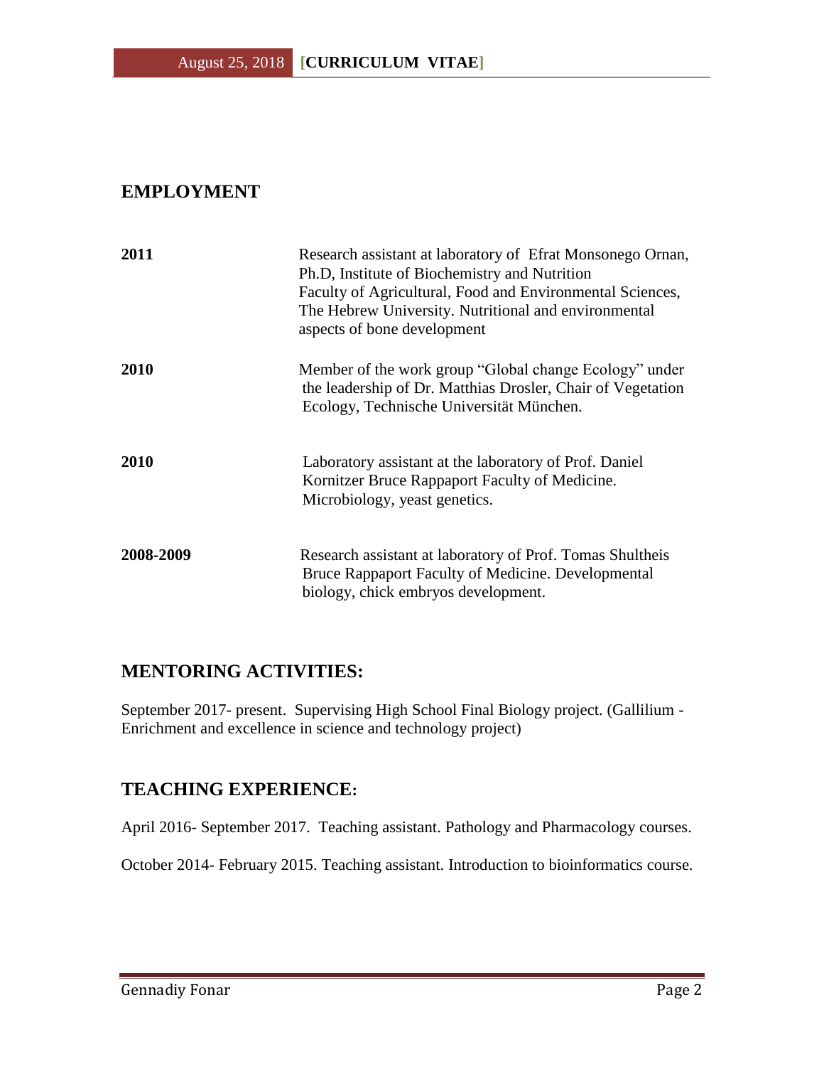## EMPLOYMENT

| | |
|---|---|
| **2011** | Research assistant at laboratory of Efrat Monsonego Ornan, Ph.D, Institute of Biochemistry and Nutrition Faculty of Agricultural, Food and Environmental Sciences, The Hebrew University. Nutritional and environmental aspects of bone development |
| **2010** | Member of the work group "Global change Ecology" under the leadership of Dr. Matthias Drosler, Chair of Vegetation Ecology, Technische Universität München. |
| **2010** | Laboratory assistant at the laboratory of Prof. Daniel Kornitzer Bruce Rappaport Faculty of Medicine. Microbiology, yeast genetics. |
| **2008-2009** | Research assistant at laboratory of Prof. Tomas Shultheis Bruce Rappaport Faculty of Medicine. Developmental biology, chick embryos development. |

## MENTORING ACTIVITIES:

September 2017- present. Supervising High School Final Biology project. (Gallilium - Enrichment and excellence in science and technology project)

## TEACHING EXPERIENCE:

April 2016- September 2017. Teaching assistant. Pathology and Pharmacology courses.

October 2014- February 2015. Teaching assistant. Introduction to bioinformatics course.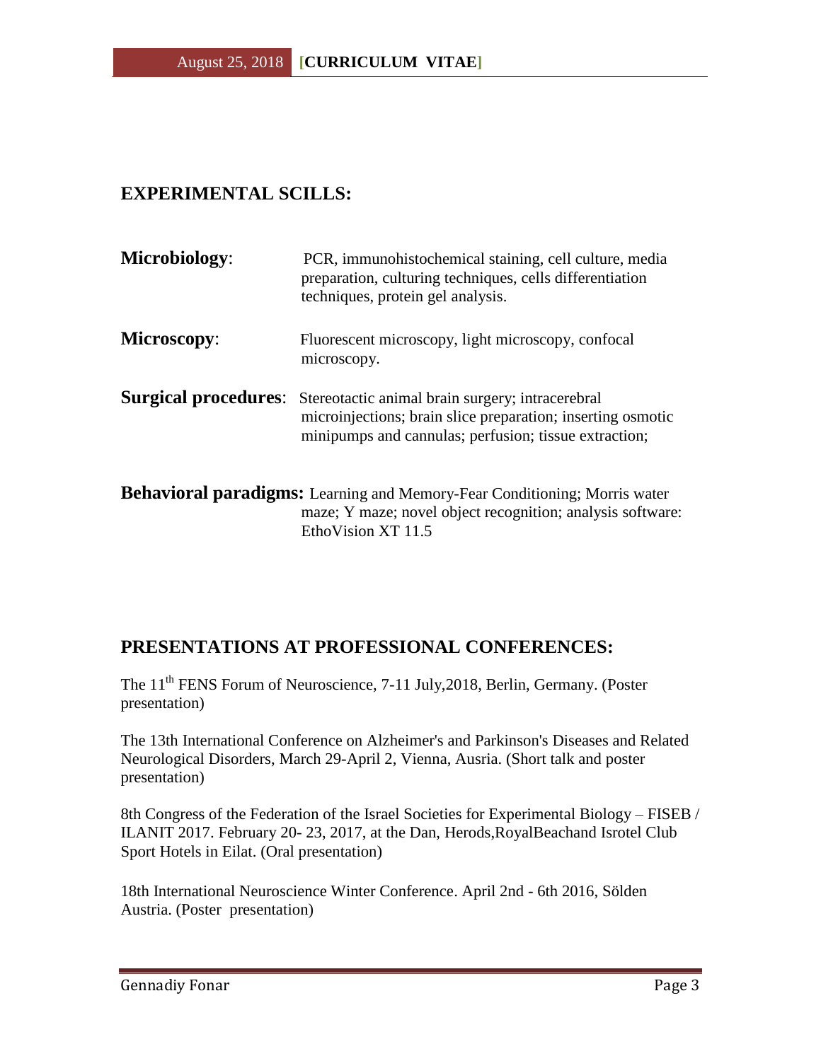## EXPERIMENTAL SCILLS:

**Microbiology**: PCR, immunohistochemical staining, cell culture, media preparation, culturing techniques, cells differentiation techniques, protein gel analysis.

**Microscopy**: Fluorescent microscopy, light microscopy, confocal microscopy.

**Surgical procedures**: Stereotactic animal brain surgery; intracerebral microinjections; brain slice preparation; inserting osmotic minipumps and cannulas; perfusion; tissue extraction;

**Behavioral paradigms:** Learning and Memory-Fear Conditioning; Morris water maze; Y maze; novel object recognition; analysis software: EthoVision XT 11.5

## PRESENTATIONS AT PROFESSIONAL CONFERENCES:

The 11th FENS Forum of Neuroscience, 7-11 July,2018, Berlin, Germany. (Poster presentation)

The 13th International Conference on Alzheimer's and Parkinson's Diseases and Related Neurological Disorders, March 29-April 2, Vienna, Ausria. (Short talk and poster presentation)

8th Congress of the Federation of the Israel Societies for Experimental Biology – FISEB / ILANIT 2017. February 20- 23, 2017, at the Dan, Herods,RoyalBeachand Isrotel Club Sport Hotels in Eilat. (Oral presentation)

18th International Neuroscience Winter Conference. April 2nd - 6th 2016, Sölden Austria. (Poster presentation)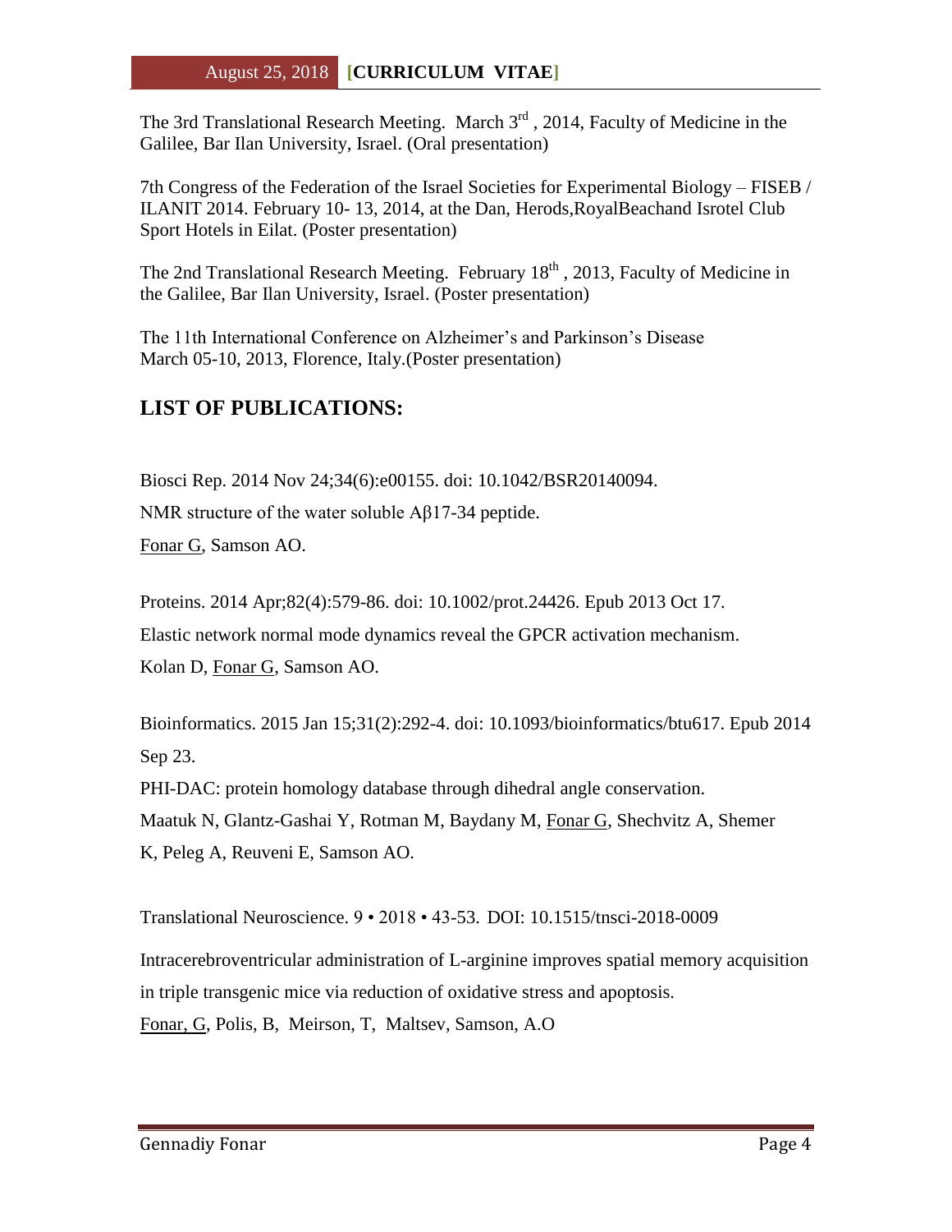The 3rd Translational Research Meeting. March 3rd , 2014, Faculty of Medicine in the Galilee, Bar Ilan University, Israel. (Oral presentation)

7th Congress of the Federation of the Israel Societies for Experimental Biology – FISEB / ILANIT 2014. February 10- 13, 2014, at the Dan, Herods,RoyalBeachand Isrotel Club Sport Hotels in Eilat. (Poster presentation)

The 2nd Translational Research Meeting. February 18th , 2013, Faculty of Medicine in the Galilee, Bar Ilan University, Israel. (Poster presentation)

The 11th International Conference on Alzheimer's and Parkinson's Disease
March 05-10, 2013, Florence, Italy.(Poster presentation)

## LIST OF PUBLICATIONS:

Biosci Rep. 2014 Nov 24;34(6):e00155. doi: 10.1042/BSR20140094.

NMR structure of the water soluble Aβ17-34 peptide.

Fonar G, Samson AO.

Proteins. 2014 Apr;82(4):579-86. doi: 10.1002/prot.24426. Epub 2013 Oct 17.

Elastic network normal mode dynamics reveal the GPCR activation mechanism.

Kolan D, Fonar G, Samson AO.

Bioinformatics. 2015 Jan 15;31(2):292-4. doi: 10.1093/bioinformatics/btu617. Epub 2014 Sep 23.

PHI-DAC: protein homology database through dihedral angle conservation.

Maatuk N, Glantz-Gashai Y, Rotman M, Baydany M, Fonar G, Shechvitz A, Shemer K, Peleg A, Reuveni E, Samson AO.

Translational Neuroscience. 9 • 2018 • 43-53. DOI: 10.1515/tnsci-2018-0009

Intracerebroventricular administration of L-arginine improves spatial memory acquisition in triple transgenic mice via reduction of oxidative stress and apoptosis.

Fonar, G, Polis, B, Meirson, T, Maltsev, Samson, A.O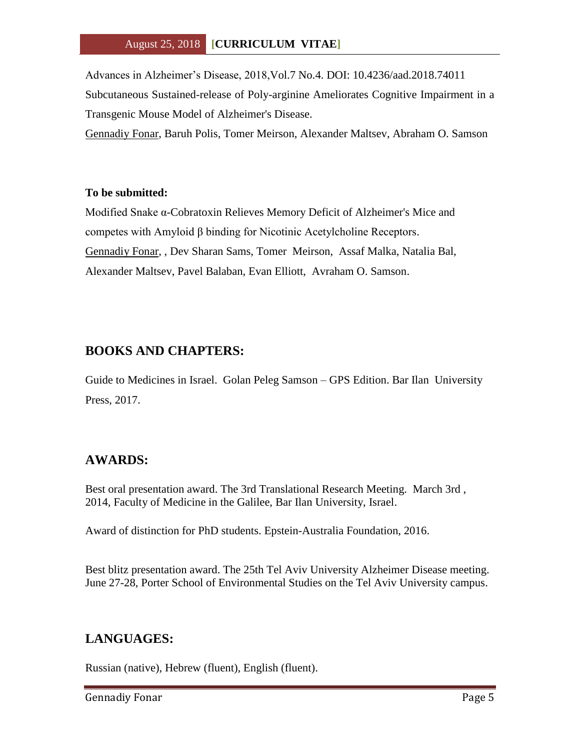Advances in Alzheimer's Disease, 2018,Vol.7 No.4. DOI: 10.4236/aad.2018.74011

Subcutaneous Sustained-release of Poly-arginine Ameliorates Cognitive Impairment in a Transgenic Mouse Model of Alzheimer's Disease.

Gennadiy Fonar, Baruh Polis, Tomer Meirson, Alexander Maltsev, Abraham O. Samson

**To be submitted:**

Modified Snake α-Cobratoxin Relieves Memory Deficit of Alzheimer's Mice and competes with Amyloid β binding for Nicotinic Acetylcholine Receptors.

Gennadiy Fonar, , Dev Sharan Sams, Tomer Meirson, Assaf Malka, Natalia Bal, Alexander Maltsev, Pavel Balaban, Evan Elliott, Avraham O. Samson.

## BOOKS AND CHAPTERS:

Guide to Medicines in Israel. Golan Peleg Samson – GPS Edition. Bar Ilan University Press, 2017.

## AWARDS:

Best oral presentation award. The 3rd Translational Research Meeting. March 3rd , 2014, Faculty of Medicine in the Galilee, Bar Ilan University, Israel.

Award of distinction for PhD students. Epstein-Australia Foundation, 2016.

Best blitz presentation award. The 25th Tel Aviv University Alzheimer Disease meeting. June 27-28, Porter School of Environmental Studies on the Tel Aviv University campus.

## LANGUAGES:

Russian (native), Hebrew (fluent), English (fluent).